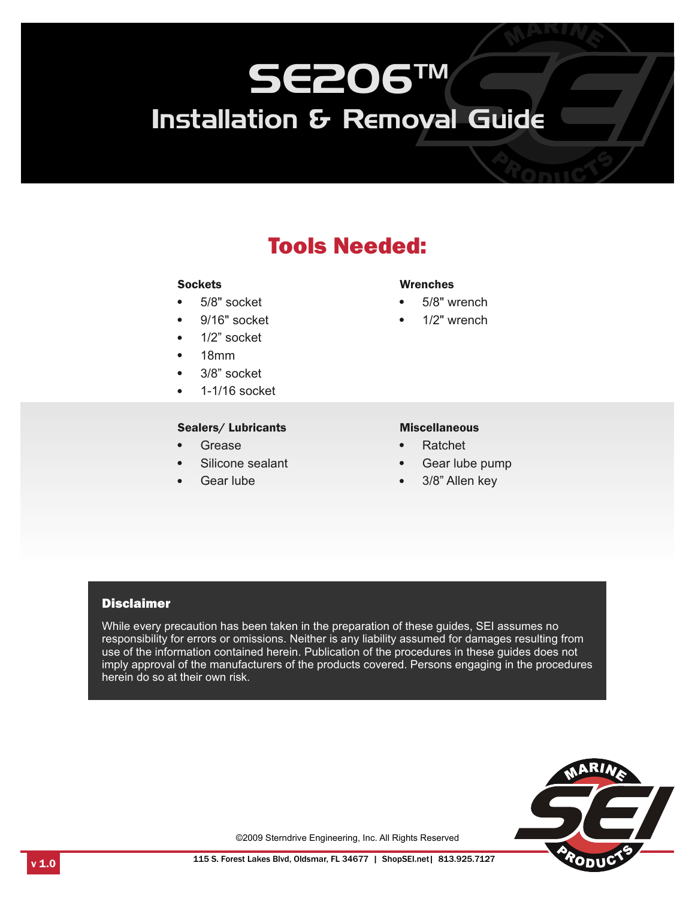# SE206™

## Installation & Removal Guide

## Tools Needed:

**Sockets**

- 5/8" socket
- 9/16" socket
- 1/2" socket
- 18mm
- 3/8" socket
- 1-1/16 socket

**Wrenches**

- 5/8" wrench
- 1/2" wrench

**Sealers/ Lubricants**

- Grease
- Silicone sealant
- Gear lube

**Miscellaneous**

- Ratchet
- Gear lube pump
- 3/8" Allen key

### Disclaimer

While every precaution has been taken in the preparation of these guides, SEI assumes no responsibility for errors or omissions. Neither is any liability assumed for damages resulting from use of the information contained herein. Publication of the procedures in these guides does not imply approval of the manufacturers of the products covered. Persons engaging in the procedures herein do so at their own risk.

©2009 Sterndrive Engineering, Inc. All Rights Reserved

v 1.0

115 S. Forest Lakes Blvd, Oldsmar, FL 34677 | ShopSEI.net | 813.925.7127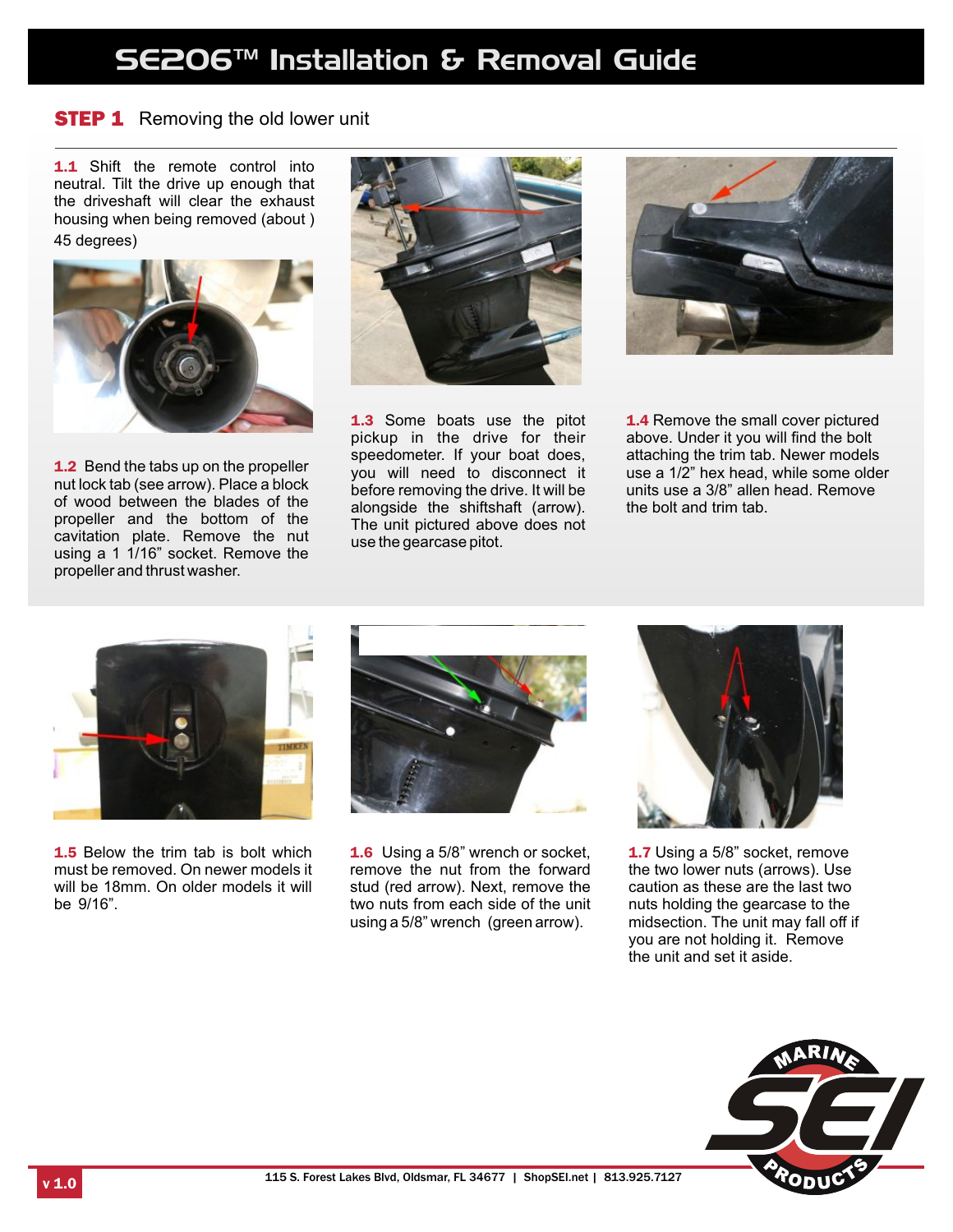# SE206™ Installation & Removal Guide

## STEP 1 Removing the old lower unit

**1.1** Shift the remote control into neutral. Tilt the drive up enough that the driveshaft will clear the exhaust housing when being removed (about ) 45 degrees)

**1.2** Bend the tabs up on the propeller nut lock tab (see arrow). Place a block of wood between the blades of the propeller and the bottom of the cavitation plate. Remove the nut using a 1 1/16" socket. Remove the propeller and thrust washer.

**1.3** Some boats use the pitot pickup in the drive for their speedometer. If your boat does, you will need to disconnect it before removing the drive. It will be alongside the shiftshaft (arrow). The unit pictured above does not use the gearcase pitot.

**1.4** Remove the small cover pictured above. Under it you will find the bolt attaching the trim tab. Newer models use a 1/2" hex head, while some older units use a 3/8" allen head. Remove the bolt and trim tab.

**1.5** Below the trim tab is bolt which must be removed. On newer models it will be 18mm. On older models it will be 9/16".

**1.6** Using a 5/8" wrench or socket, remove the nut from the forward stud (red arrow). Next, remove the two nuts from each side of the unit using a 5/8" wrench (green arrow).

**1.7** Using a 5/8" socket, remove the two lower nuts (arrows). Use caution as these are the last two nuts holding the gearcase to the midsection. The unit may fall off if you are not holding it. Remove the unit and set it aside.

v 1.0

115 S. Forest Lakes Blvd, Oldsmar, FL 34677 | ShopSEI.net | 813.925.7127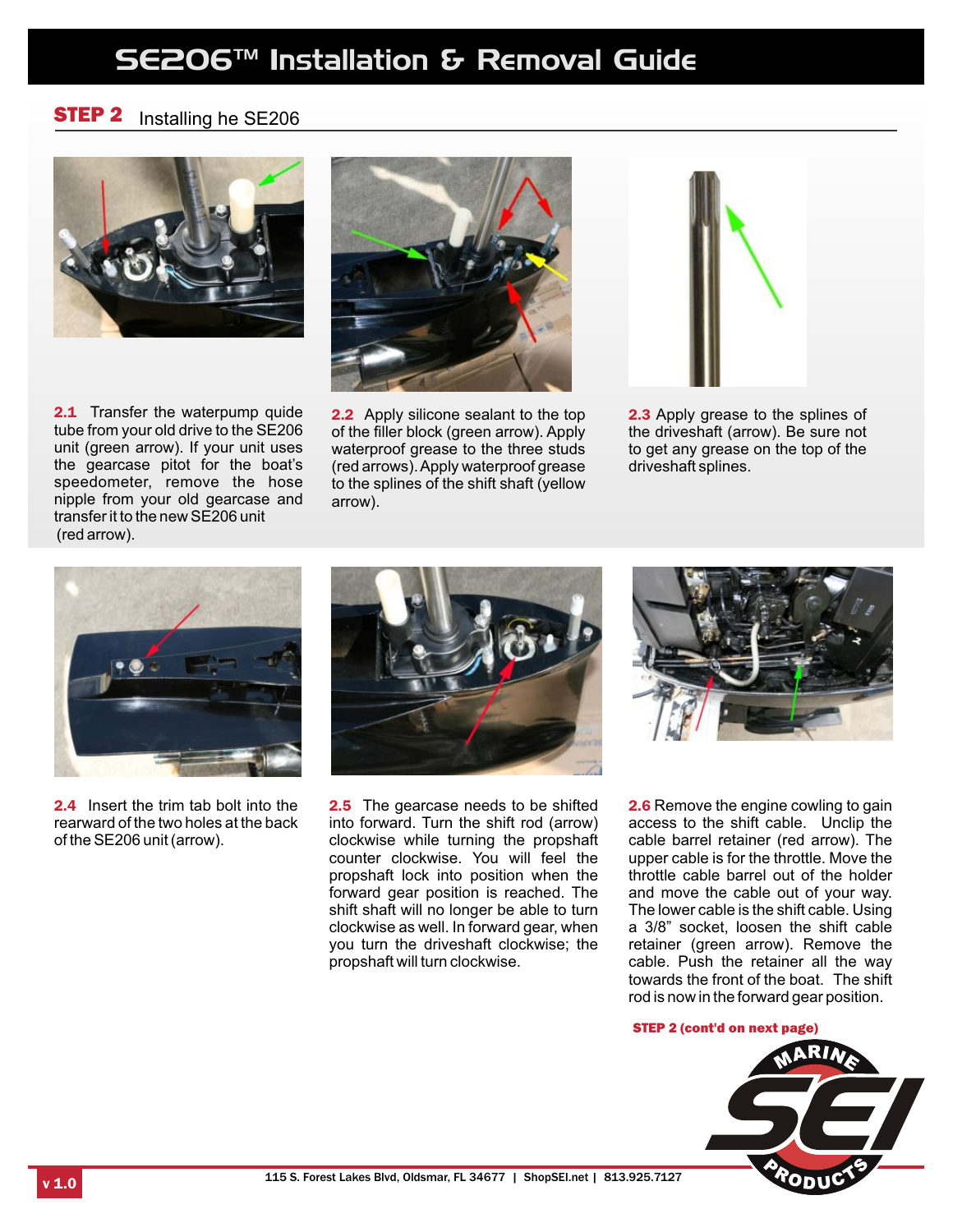# SE206™ Installation & Removal Guide

## STEP 2 Installing he SE206

**2.1** Transfer the waterpump quide tube from your old drive to the SE206 unit (green arrow). If your unit uses the gearcase pitot for the boat's speedometer, remove the hose nipple from your old gearcase and transfer it to the new SE206 unit (red arrow).

**2.2** Apply silicone sealant to the top of the filler block (green arrow). Apply waterproof grease to the three studs (red arrows). Apply waterproof grease to the splines of the shift shaft (yellow arrow).

**2.3** Apply grease to the splines of the driveshaft (arrow). Be sure not to get any grease on the top of the driveshaft splines.

**2.4** Insert the trim tab bolt into the rearward of the two holes at the back of the SE206 unit (arrow).

**2.5** The gearcase needs to be shifted into forward. Turn the shift rod (arrow) clockwise while turning the propshaft counter clockwise. You will feel the propshaft lock into position when the forward gear position is reached. The shift shaft will no longer be able to turn clockwise as well. In forward gear, when you turn the driveshaft clockwise; the propshaft will turn clockwise.

**2.6** Remove the engine cowling to gain access to the shift cable. Unclip the cable barrel retainer (red arrow). The upper cable is for the throttle. Move the throttle cable barrel out of the holder and move the cable out of your way. The lower cable is the shift cable. Using a 3/8" socket, loosen the shift cable retainer (green arrow). Remove the cable. Push the retainer all the way towards the front of the boat. The shift rod is now in the forward gear position.

**STEP 2 (cont'd on next page)**

v 1.0

115 S. Forest Lakes Blvd, Oldsmar, FL 34677 | ShopSEI.net | 813.925.7127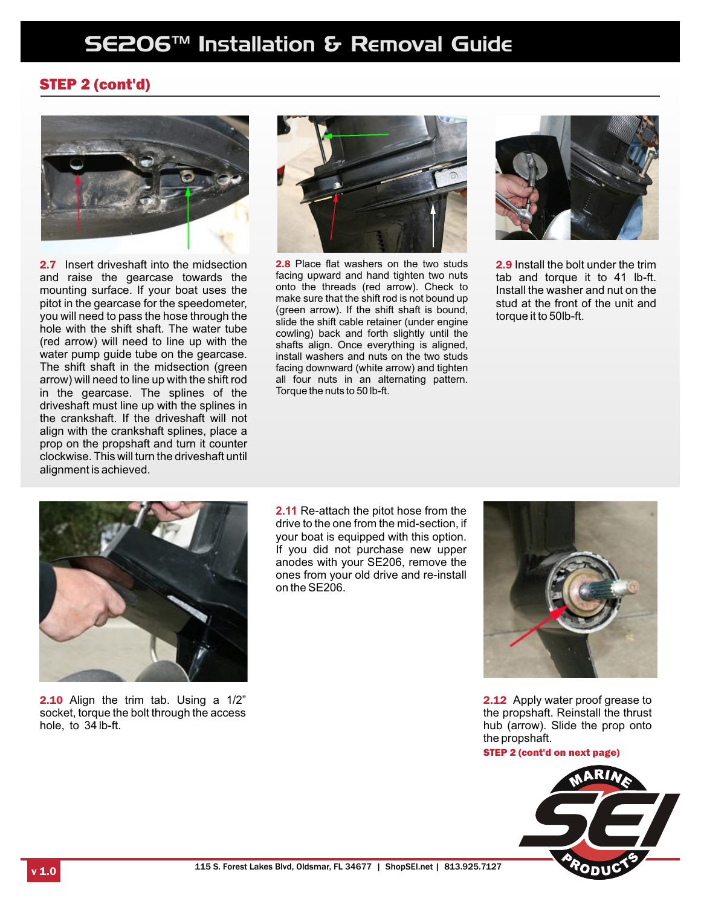## STEP 2 (cont'd)

**2.7** Insert driveshaft into the midsection and raise the gearcase towards the mounting surface. If your boat uses the pitot in the gearcase for the speedometer, you will need to pass the hose through the hole with the shift shaft. The water tube (red arrow) will need to line up with the water pump guide tube on the gearcase. The shift shaft in the midsection (green arrow) will need to line up with the shift rod in the gearcase. The splines of the driveshaft must line up with the splines in the crankshaft. If the driveshaft will not align with the crankshaft splines, place a prop on the propshaft and turn it counter clockwise. This will turn the driveshaft until alignment is achieved.

**2.8** Place flat washers on the two studs facing upward and hand tighten two nuts onto the threads (red arrow). Check to make sure that the shift rod is not bound up (green arrow). If the shift shaft is bound, slide the shift cable retainer (under engine cowling) back and forth slightly until the shafts align. Once everything is aligned, install washers and nuts on the two studs facing downward (white arrow) and tighten all four nuts in an alternating pattern. Torque the nuts to 50 lb-ft.

**2.9** Install the bolt under the trim tab and torque it to 41 lb-ft. Install the washer and nut on the stud at the front of the unit and torque it to 50lb-ft.

**2.10** Align the trim tab. Using a 1/2" socket, torque the bolt through the access hole, to 34 lb-ft.

**2.11** Re-attach the pitot hose from the drive to the one from the mid-section, if your boat is equipped with this option. If you did not purchase new upper anodes with your SE206, remove the ones from your old drive and re-install on the SE206.

**2.12** Apply water proof grease to the propshaft. Reinstall the thrust hub (arrow). Slide the prop onto the propshaft.

**STEP 2 (cont'd on next page)**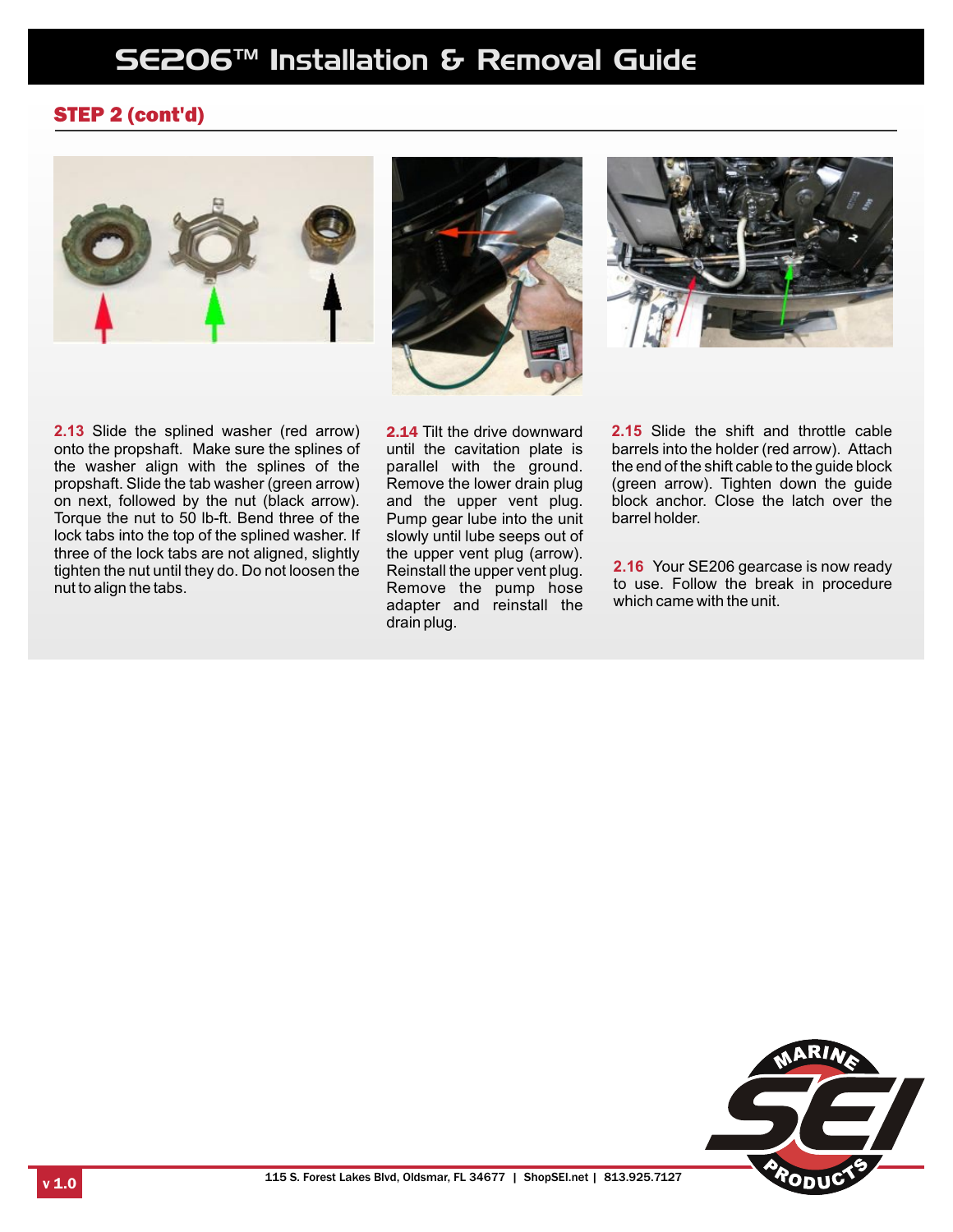## STEP 2 (cont'd)

**2.13** Slide the splined washer (red arrow) onto the propshaft. Make sure the splines of the washer align with the splines of the propshaft. Slide the tab washer (green arrow) on next, followed by the nut (black arrow). Torque the nut to 50 lb-ft. Bend three of the lock tabs into the top of the splined washer. If three of the lock tabs are not aligned, slightly tighten the nut until they do. Do not loosen the nut to align the tabs.

**2.14** Tilt the drive downward until the cavitation plate is parallel with the ground. Remove the lower drain plug and the upper vent plug. Pump gear lube into the unit slowly until lube seeps out of the upper vent plug (arrow). Reinstall the upper vent plug. Remove the pump hose adapter and reinstall the drain plug.

**2.15** Slide the shift and throttle cable barrels into the holder (red arrow). Attach the end of the shift cable to the guide block (green arrow). Tighten down the guide block anchor. Close the latch over the barrel holder.

**2.16** Your SE206 gearcase is now ready to use. Follow the break in procedure which came with the unit.